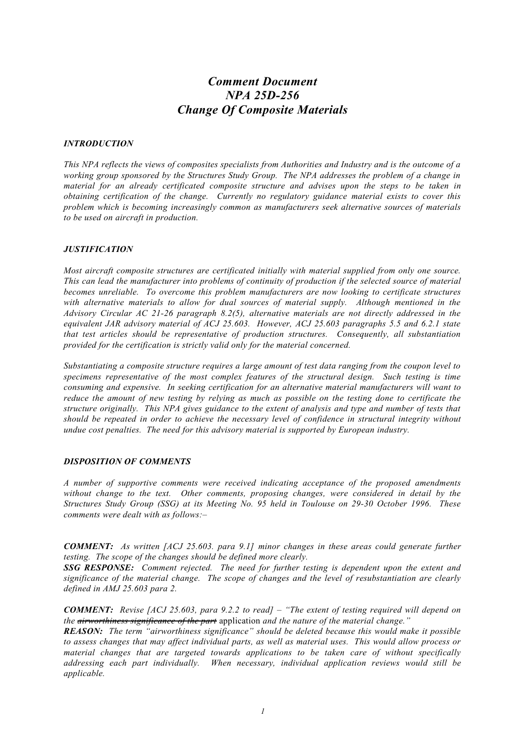# *Comment Document*
# *NPA 25D-256*
# *Change Of Composite Materials*

***INTRODUCTION***

*This NPA reflects the views of composites specialists from Authorities and Industry and is the outcome of a working group sponsored by the Structures Study Group. The NPA addresses the problem of a change in material for an already certificated composite structure and advises upon the steps to be taken in obtaining certification of the change. Currently no regulatory guidance material exists to cover this problem which is becoming increasingly common as manufacturers seek alternative sources of materials to be used on aircraft in production.*

***JUSTIFICATION***

*Most aircraft composite structures are certificated initially with material supplied from only one source. This can lead the manufacturer into problems of continuity of production if the selected source of material becomes unreliable. To overcome this problem manufacturers are now looking to certificate structures with alternative materials to allow for dual sources of material supply. Although mentioned in the Advisory Circular AC 21-26 paragraph 8.2(5), alternative materials are not directly addressed in the equivalent JAR advisory material of ACJ 25.603. However, ACJ 25.603 paragraphs 5.5 and 6.2.1 state that test articles should be representative of production structures. Consequently, all substantiation provided for the certification is strictly valid only for the material concerned.*

*Substantiating a composite structure requires a large amount of test data ranging from the coupon level to specimens representative of the most complex features of the structural design. Such testing is time consuming and expensive. In seeking certification for an alternative material manufacturers will want to reduce the amount of new testing by relying as much as possible on the testing done to certificate the structure originally. This NPA gives guidance to the extent of analysis and type and number of tests that should be repeated in order to achieve the necessary level of confidence in structural integrity without undue cost penalties. The need for this advisory material is supported by European industry.*

***DISPOSITION OF COMMENTS***

*A number of supportive comments were received indicating acceptance of the proposed amendments without change to the text. Other comments, proposing changes, were considered in detail by the Structures Study Group (SSG) at its Meeting No. 95 held in Toulouse on 29-30 October 1996. These comments were dealt with as follows:–*

***COMMENT:*** *As written [ACJ 25.603. para 9.1] minor changes in these areas could generate further testing. The scope of the changes should be defined more clearly.*
***SSG RESPONSE:*** *Comment rejected. The need for further testing is dependent upon the extent and significance of the material change. The scope of changes and the level of resubstantiation are clearly defined in AMJ 25.603 para 2.*

***COMMENT:*** *Revise [ACJ 25.603, para 9.2.2 to read] – "The extent of testing required will depend on the ~~airworthiness significance of the part~~* application *and the nature of the material change."*
***REASON:*** *The term "airworthiness significance" should be deleted because this would make it possible to assess changes that may affect individual parts, as well as material uses. This would allow process or material changes that are targeted towards applications to be taken care of without specifically addressing each part individually. When necessary, individual application reviews would still be applicable.*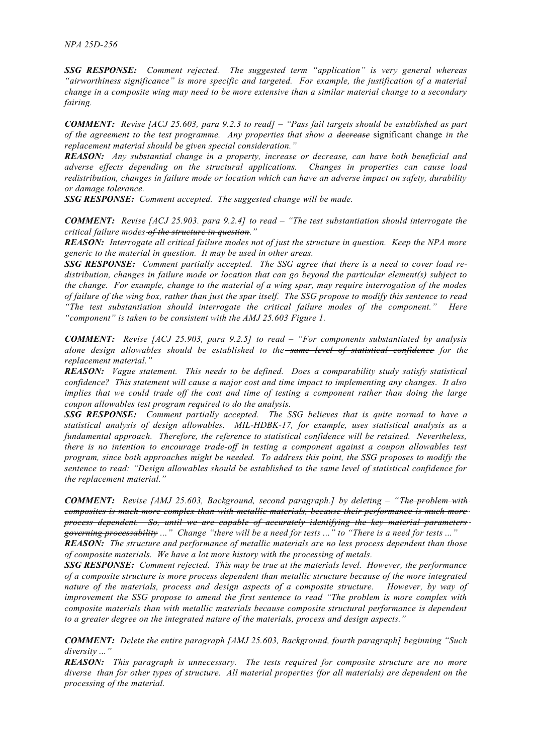***SSG RESPONSE:*** *Comment rejected. The suggested term "application" is very general whereas "airworthiness significance" is more specific and targeted. For example, the justification of a material change in a composite wing may need to be more extensive than a similar material change to a secondary fairing.*

***COMMENT:*** *Revise [ACJ 25.603, para 9.2.3 to read] – "Pass fail targets should be established as part of the agreement to the test programme. Any properties that show a ~~decrease~~* significant change *in the replacement material should be given special consideration."*

***REASON:*** *Any substantial change in a property, increase or decrease, can have both beneficial and adverse effects depending on the structural applications. Changes in properties can cause load redistribution, changes in failure mode or location which can have an adverse impact on safety, durability or damage tolerance.*

***SSG RESPONSE:*** *Comment accepted. The suggested change will be made.*

***COMMENT:*** *Revise [ACJ 25.903. para 9.2.4] to read – "The test substantiation should interrogate the critical failure modes ~~of the structure in question~~."*

***REASON:*** *Interrogate all critical failure modes not of just the structure in question. Keep the NPA more generic to the material in question. It may be used in other areas.*

***SSG RESPONSE:*** *Comment partially accepted. The SSG agree that there is a need to cover load re-distribution, changes in failure mode or location that can go beyond the particular element(s) subject to the change. For example, change to the material of a wing spar, may require interrogation of the modes of failure of the wing box, rather than just the spar itself. The SSG propose to modify this sentence to read "The test substantiation should interrogate the critical failure modes of the component." Here "component" is taken to be consistent with the AMJ 25.603 Figure 1.*

***COMMENT:*** *Revise [ACJ 25.903, para 9.2.5] to read – "For components substantiated by analysis alone design allowables should be established to the ~~same level of statistical confidence~~ for the replacement material."*

***REASON:*** *Vague statement. This needs to be defined. Does a comparability study satisfy statistical confidence? This statement will cause a major cost and time impact to implementing any changes. It also implies that we could trade off the cost and time of testing a component rather than doing the large coupon allowables test program required to do the analysis.*

***SSG RESPONSE:*** *Comment partially accepted. The SSG believes that is quite normal to have a statistical analysis of design allowables. MIL-HDBK-17, for example, uses statistical analysis as a fundamental approach. Therefore, the reference to statistical confidence will be retained. Nevertheless, there is no intention to encourage trade-off in testing a component against a coupon allowables test program, since both approaches might be needed. To address this point, the SSG proposes to modify the sentence to read: "Design allowables should be established to the same level of statistical confidence for the replacement material."*

***COMMENT:*** *Revise [AMJ 25.603, Background, second paragraph.] by deleting – "~~The problem with composites is much more complex than with metallic materials, because their performance is much more process dependent. So, until we are capable of accurately identifying the key material parameters governing processability~~ ..." Change "there will be a need for tests ..." to "There is a need for tests ..."*

***REASON:*** *The structure and performance of metallic materials are no less process dependent than those of composite materials. We have a lot more history with the processing of metals.*

***SSG RESPONSE:*** *Comment rejected. This may be true at the materials level. However, the performance of a composite structure is more process dependent than metallic structure because of the more integrated nature of the materials, process and design aspects of a composite structure. However, by way of improvement the SSG propose to amend the first sentence to read "The problem is more complex with composite materials than with metallic materials because composite structural performance is dependent to a greater degree on the integrated nature of the materials, process and design aspects."*

***COMMENT:*** *Delete the entire paragraph [AMJ 25.603, Background, fourth paragraph] beginning "Such diversity ..."*

***REASON:*** *This paragraph is unnecessary. The tests required for composite structure are no more diverse than for other types of structure. All material properties (for all materials) are dependent on the processing of the material.*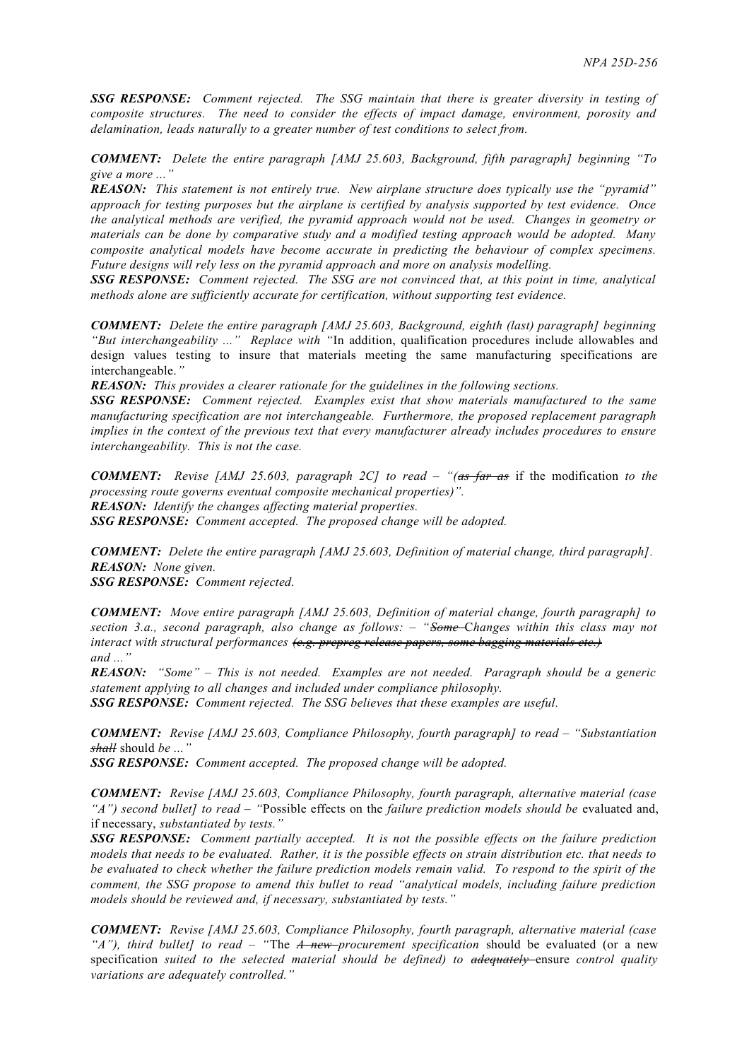***SSG RESPONSE:*** *Comment rejected. The SSG maintain that there is greater diversity in testing of composite structures. The need to consider the effects of impact damage, environment, porosity and delamination, leads naturally to a greater number of test conditions to select from.*

***COMMENT:*** *Delete the entire paragraph [AMJ 25.603, Background, fifth paragraph] beginning "To give a more ..."*
***REASON:*** *This statement is not entirely true. New airplane structure does typically use the "pyramid" approach for testing purposes but the airplane is certified by analysis supported by test evidence. Once the analytical methods are verified, the pyramid approach would not be used. Changes in geometry or materials can be done by comparative study and a modified testing approach would be adopted. Many composite analytical models have become accurate in predicting the behaviour of complex specimens. Future designs will rely less on the pyramid approach and more on analysis modelling.*
***SSG RESPONSE:*** *Comment rejected. The SSG are not convinced that, at this point in time, analytical methods alone are sufficiently accurate for certification, without supporting test evidence.*

***COMMENT:*** *Delete the entire paragraph [AMJ 25.603, Background, eighth (last) paragraph] beginning "But interchangeability ..." Replace with "*In addition, qualification procedures include allowables and design values testing to insure that materials meeting the same manufacturing specifications are interchangeable.*"*
***REASON:*** *This provides a clearer rationale for the guidelines in the following sections.*
***SSG RESPONSE:*** *Comment rejected. Examples exist that show materials manufactured to the same manufacturing specification are not interchangeable. Furthermore, the proposed replacement paragraph implies in the context of the previous text that every manufacturer already includes procedures to ensure interchangeability. This is not the case.*

***COMMENT:*** *Revise [AMJ 25.603, paragraph 2C] to read – "(~~as far as~~* if the modification *to the processing route governs eventual composite mechanical properties)".*
***REASON:*** *Identify the changes affecting material properties.*
***SSG RESPONSE:*** *Comment accepted. The proposed change will be adopted.*

***COMMENT:*** *Delete the entire paragraph [AMJ 25.603, Definition of material change, third paragraph].*
***REASON:*** *None given.*
***SSG RESPONSE:*** *Comment rejected.*

***COMMENT:*** *Move entire paragraph [AMJ 25.603, Definition of material change, fourth paragraph] to section 3.a., second paragraph, also change as follows: – "~~Some~~ Changes within this class may not interact with structural performances ~~(e.g. prepreg release papers, some bagging materials etc.)~~ and ..."*
***REASON:*** *"Some" – This is not needed. Examples are not needed. Paragraph should be a generic statement applying to all changes and included under compliance philosophy.*
***SSG RESPONSE:*** *Comment rejected. The SSG believes that these examples are useful.*

***COMMENT:*** *Revise [AMJ 25.603, Compliance Philosophy, fourth paragraph] to read – "Substantiation ~~shall~~* should *be ..."*
***SSG RESPONSE:*** *Comment accepted. The proposed change will be adopted.*

***COMMENT:*** *Revise [AMJ 25.603, Compliance Philosophy, fourth paragraph, alternative material (case "A") second bullet] to read – "*Possible effects on the *failure prediction models should be* evaluated and, if necessary, *substantiated by tests."*
***SSG RESPONSE:*** *Comment partially accepted. It is not the possible effects on the failure prediction models that needs to be evaluated. Rather, it is the possible effects on strain distribution etc. that needs to be evaluated to check whether the failure prediction models remain valid. To respond to the spirit of the comment, the SSG propose to amend this bullet to read "analytical models, including failure prediction models should be reviewed and, if necessary, substantiated by tests."*

***COMMENT:*** *Revise [AMJ 25.603, Compliance Philosophy, fourth paragraph, alternative material (case "A"), third bullet] to read – "*The *~~A new~~ procurement specification* should be evaluated (or a new specification *suited to the selected material should be defined) to ~~adequately~~* ensure *control quality variations are adequately controlled."*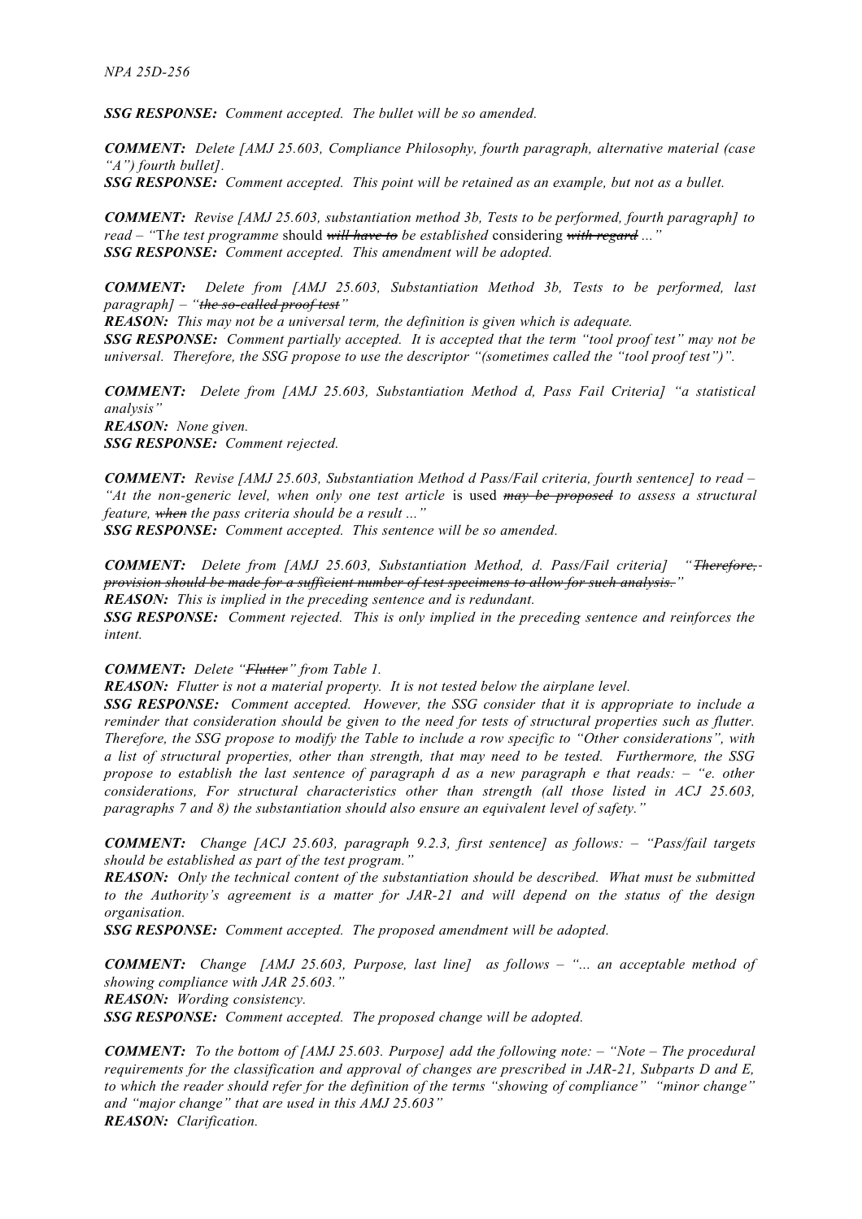*SSG RESPONSE: Comment accepted. The bullet will be so amended.*

*COMMENT: Delete [AMJ 25.603, Compliance Philosophy, fourth paragraph, alternative material (case "A") fourth bullet].*
*SSG RESPONSE: Comment accepted. This point will be retained as an example, but not as a bullet.*

*COMMENT: Revise [AMJ 25.603, substantiation method 3b, Tests to be performed, fourth paragraph] to read – "The test programme* should ~~*will have to*~~ *be established* considering ~~*with regard*~~ *..."*
*SSG RESPONSE: Comment accepted. This amendment will be adopted.*

*COMMENT: Delete from [AMJ 25.603, Substantiation Method 3b, Tests to be performed, last paragraph] – "~~the so-called proof test~~"*
*REASON: This may not be a universal term, the definition is given which is adequate.*
*SSG RESPONSE: Comment partially accepted. It is accepted that the term "tool proof test" may not be universal. Therefore, the SSG propose to use the descriptor "(sometimes called the "tool proof test")".*

*COMMENT: Delete from [AMJ 25.603, Substantiation Method d, Pass Fail Criteria] "a statistical analysis"*
*REASON: None given.*
*SSG RESPONSE: Comment rejected.*

*COMMENT: Revise [AMJ 25.603, Substantiation Method d Pass/Fail criteria, fourth sentence] to read – "At the non-generic level, when only one test article* is used ~~*may be proposed*~~ *to assess a structural feature,* ~~*when*~~ *the pass criteria should be a result ..."*
*SSG RESPONSE: Comment accepted. This sentence will be so amended.*

*COMMENT: Delete from [AMJ 25.603, Substantiation Method, d. Pass/Fail criteria] "~~Therefore, provision should be made for a sufficient number of test specimens to allow for such analysis.~~"*
*REASON: This is implied in the preceding sentence and is redundant.*
*SSG RESPONSE: Comment rejected. This is only implied in the preceding sentence and reinforces the intent.*

*COMMENT: Delete "~~Flutter~~" from Table 1.*
*REASON: Flutter is not a material property. It is not tested below the airplane level.*
*SSG RESPONSE: Comment accepted. However, the SSG consider that it is appropriate to include a reminder that consideration should be given to the need for tests of structural properties such as flutter. Therefore, the SSG propose to modify the Table to include a row specific to "Other considerations", with a list of structural properties, other than strength, that may need to be tested. Furthermore, the SSG propose to establish the last sentence of paragraph d as a new paragraph e that reads: – "e. other considerations, For structural characteristics other than strength (all those listed in ACJ 25.603, paragraphs 7 and 8) the substantiation should also ensure an equivalent level of safety."*

*COMMENT: Change [ACJ 25.603, paragraph 9.2.3, first sentence] as follows: – "Pass/fail targets should be established as part of the test program."*
*REASON: Only the technical content of the substantiation should be described. What must be submitted to the Authority's agreement is a matter for JAR-21 and will depend on the status of the design organisation.*
*SSG RESPONSE: Comment accepted. The proposed amendment will be adopted.*

*COMMENT: Change [AMJ 25.603, Purpose, last line] as follows – "... an acceptable method of showing compliance with JAR 25.603."*
*REASON: Wording consistency.*
*SSG RESPONSE: Comment accepted. The proposed change will be adopted.*

*COMMENT: To the bottom of [AMJ 25.603. Purpose] add the following note: – "Note – The procedural requirements for the classification and approval of changes are prescribed in JAR-21, Subparts D and E, to which the reader should refer for the definition of the terms "showing of compliance" "minor change" and "major change" that are used in this AMJ 25.603"*
*REASON: Clarification.*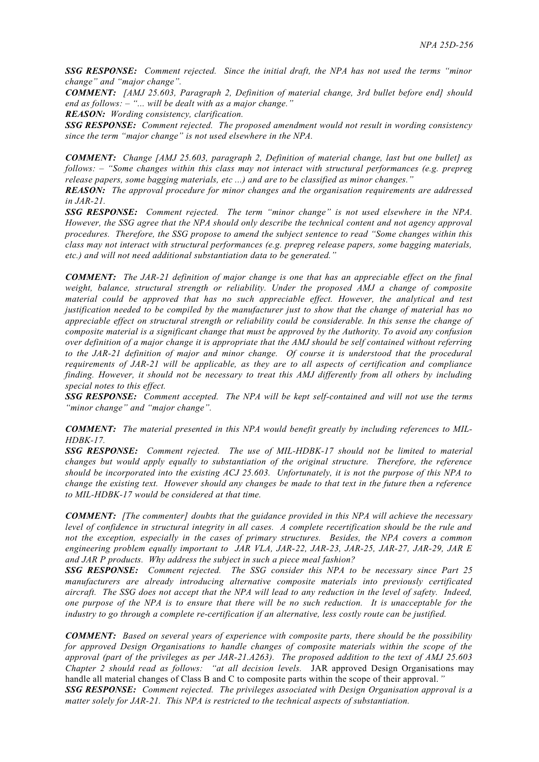***SSG RESPONSE:*** *Comment rejected. Since the initial draft, the NPA has not used the terms "minor change" and "major change".*

***COMMENT:*** *[AMJ 25.603, Paragraph 2, Definition of material change, 3rd bullet before end] should end as follows: – "... will be dealt with as a major change."*

***REASON:*** *Wording consistency, clarification.*

***SSG RESPONSE:*** *Comment rejected. The proposed amendment would not result in wording consistency since the term "major change" is not used elsewhere in the NPA.*

***COMMENT:*** *Change [AMJ 25.603, paragraph 2, Definition of material change, last but one bullet] as follows: – "Some changes within this class may not interact with structural performances (e.g. prepreg release papers, some bagging materials, etc ...) and are to be classified as minor changes."*

***REASON:*** *The approval procedure for minor changes and the organisation requirements are addressed in JAR-21.*

***SSG RESPONSE:*** *Comment rejected. The term "minor change" is not used elsewhere in the NPA. However, the SSG agree that the NPA should only describe the technical content and not agency approval procedures. Therefore, the SSG propose to amend the subject sentence to read "Some changes within this class may not interact with structural performances (e.g. prepreg release papers, some bagging materials, etc.) and will not need additional substantiation data to be generated."*

***COMMENT:*** *The JAR-21 definition of major change is one that has an appreciable effect on the final weight, balance, structural strength or reliability. Under the proposed AMJ a change of composite material could be approved that has no such appreciable effect. However, the analytical and test justification needed to be compiled by the manufacturer just to show that the change of material has no appreciable effect on structural strength or reliability could be considerable. In this sense the change of composite material is a significant change that must be approved by the Authority. To avoid any confusion over definition of a major change it is appropriate that the AMJ should be self contained without referring to the JAR-21 definition of major and minor change. Of course it is understood that the procedural requirements of JAR-21 will be applicable, as they are to all aspects of certification and compliance finding. However, it should not be necessary to treat this AMJ differently from all others by including special notes to this effect.*

***SSG RESPONSE:*** *Comment accepted. The NPA will be kept self-contained and will not use the terms "minor change" and "major change".*

***COMMENT:*** *The material presented in this NPA would benefit greatly by including references to MIL-HDBK-17.*

***SSG RESPONSE:*** *Comment rejected. The use of MIL-HDBK-17 should not be limited to material changes but would apply equally to substantiation of the original structure. Therefore, the reference should be incorporated into the existing ACJ 25.603. Unfortunately, it is not the purpose of this NPA to change the existing text. However should any changes be made to that text in the future then a reference to MIL-HDBK-17 would be considered at that time.*

***COMMENT:*** *[The commenter] doubts that the guidance provided in this NPA will achieve the necessary level of confidence in structural integrity in all cases. A complete recertification should be the rule and not the exception, especially in the cases of primary structures. Besides, the NPA covers a common engineering problem equally important to JAR VLA, JAR-22, JAR-23, JAR-25, JAR-27, JAR-29, JAR E and JAR P products. Why address the subject in such a piece meal fashion?*

***SSG RESPONSE:*** *Comment rejected. The SSG consider this NPA to be necessary since Part 25 manufacturers are already introducing alternative composite materials into previously certificated aircraft. The SSG does not accept that the NPA will lead to any reduction in the level of safety. Indeed, one purpose of the NPA is to ensure that there will be no such reduction. It is unacceptable for the industry to go through a complete re-certification if an alternative, less costly route can be justified.*

***COMMENT:*** *Based on several years of experience with composite parts, there should be the possibility for approved Design Organisations to handle changes of composite materials within the scope of the approval (part of the privileges as per JAR-21.A263). The proposed addition to the text of AMJ 25.603 Chapter 2 should read as follows: "at all decision levels.* JAR approved Design Organisations may handle all material changes of Class B and C to composite parts within the scope of their approval.*"*

***SSG RESPONSE:*** *Comment rejected. The privileges associated with Design Organisation approval is a matter solely for JAR-21. This NPA is restricted to the technical aspects of substantiation.*